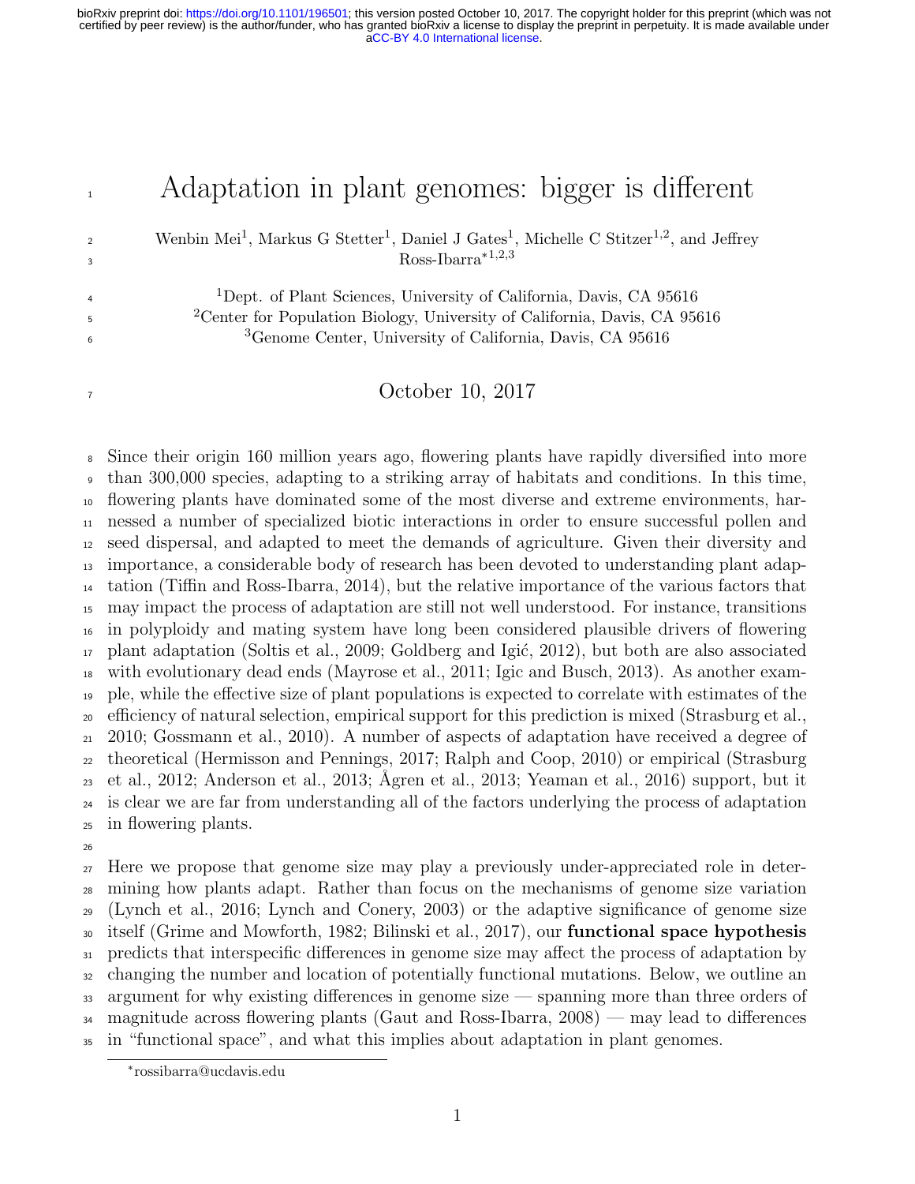# Adaptation in plant genomes: bigger is different

Wenbin Mei[1], Markus G Stetter[1], Daniel J Gates[1], Michelle C Stitzer[1,2], and Jeffrey Ross-Ibarra*[1,2,3]

[1]Dept. of Plant Sciences, University of California, Davis, CA 95616
[2]Center for Population Biology, University of California, Davis, CA 95616
[3]Genome Center, University of California, Davis, CA 95616

October 10, 2017

Since their origin 160 million years ago, flowering plants have rapidly diversified into more than 300,000 species, adapting to a striking array of habitats and conditions. In this time, flowering plants have dominated some of the most diverse and extreme environments, harnessed a number of specialized biotic interactions in order to ensure successful pollen and seed dispersal, and adapted to meet the demands of agriculture. Given their diversity and importance, a considerable body of research has been devoted to understanding plant adaptation (Tiffin and Ross-Ibarra, 2014), but the relative importance of the various factors that may impact the process of adaptation are still not well understood. For instance, transitions in polyploidy and mating system have long been considered plausible drivers of flowering plant adaptation (Soltis et al., 2009; Goldberg and Igić, 2012), but both are also associated with evolutionary dead ends (Mayrose et al., 2011; Igic and Busch, 2013). As another example, while the effective size of plant populations is expected to correlate with estimates of the efficiency of natural selection, empirical support for this prediction is mixed (Strasburg et al., 2010; Gossmann et al., 2010). A number of aspects of adaptation have received a degree of theoretical (Hermisson and Pennings, 2017; Ralph and Coop, 2010) or empirical (Strasburg et al., 2012; Anderson et al., 2013; Ågren et al., 2013; Yeaman et al., 2016) support, but it is clear we are far from understanding all of the factors underlying the process of adaptation in flowering plants.

Here we propose that genome size may play a previously under-appreciated role in determining how plants adapt. Rather than focus on the mechanisms of genome size variation (Lynch et al., 2016; Lynch and Conery, 2003) or the adaptive significance of genome size itself (Grime and Mowforth, 1982; Bilinski et al., 2017), our **functional space hypothesis** predicts that interspecific differences in genome size may affect the process of adaptation by changing the number and location of potentially functional mutations. Below, we outline an argument for why existing differences in genome size — spanning more than three orders of magnitude across flowering plants (Gaut and Ross-Ibarra, 2008) — may lead to differences in "functional space", and what this implies about adaptation in plant genomes.

*rossibarra@ucdavis.edu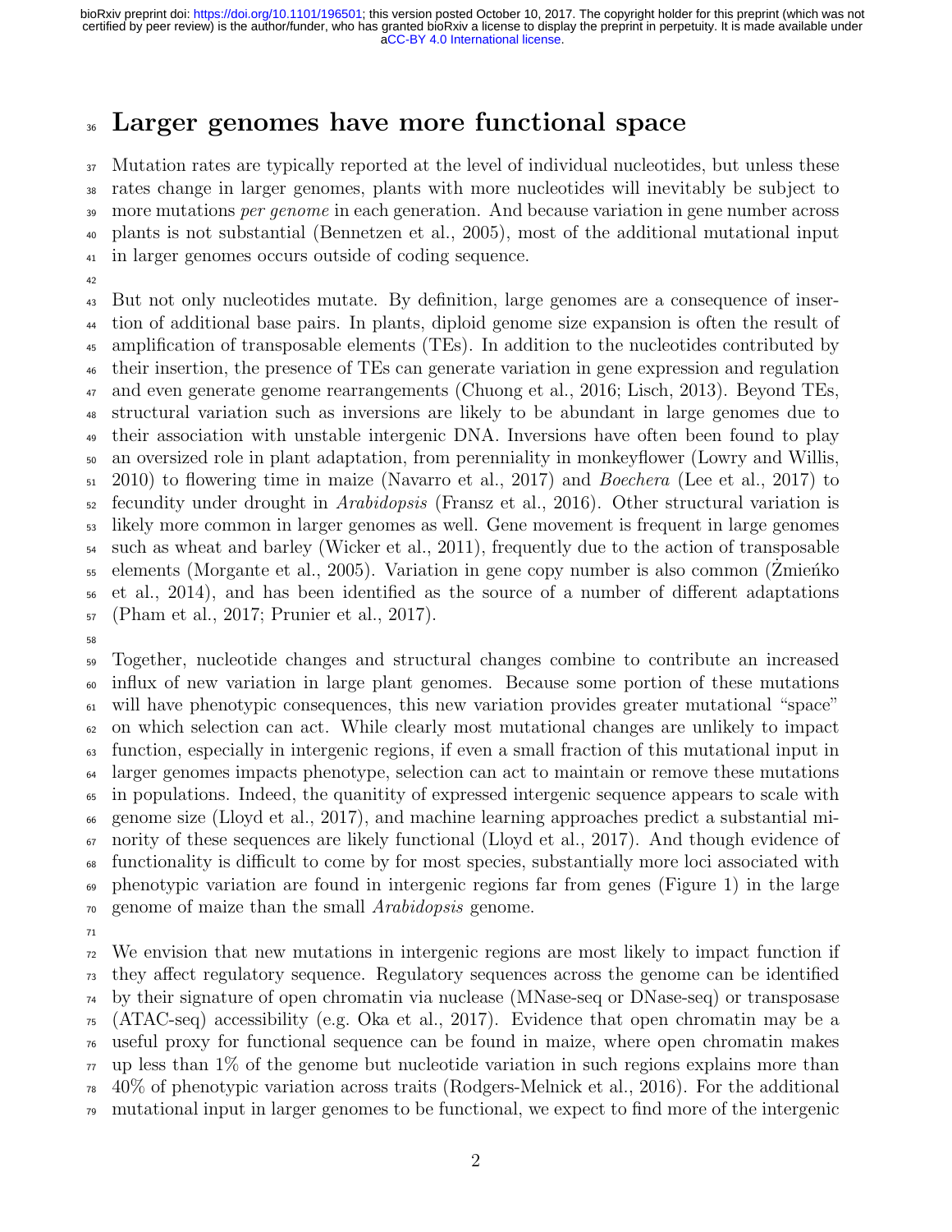# Larger genomes have more functional space

Mutation rates are typically reported at the level of individual nucleotides, but unless these rates change in larger genomes, plants with more nucleotides will inevitably be subject to more mutations *per genome* in each generation. And because variation in gene number across plants is not substantial (Bennetzen et al., 2005), most of the additional mutational input in larger genomes occurs outside of coding sequence.

But not only nucleotides mutate. By definition, large genomes are a consequence of insertion of additional base pairs. In plants, diploid genome size expansion is often the result of amplification of transposable elements (TEs). In addition to the nucleotides contributed by their insertion, the presence of TEs can generate variation in gene expression and regulation and even generate genome rearrangements (Chuong et al., 2016; Lisch, 2013). Beyond TEs, structural variation such as inversions are likely to be abundant in large genomes due to their association with unstable intergenic DNA. Inversions have often been found to play an oversized role in plant adaptation, from perenniality in monkeyflower (Lowry and Willis, 2010) to flowering time in maize (Navarro et al., 2017) and *Boechera* (Lee et al., 2017) to fecundity under drought in *Arabidopsis* (Fransz et al., 2016). Other structural variation is likely more common in larger genomes as well. Gene movement is frequent in large genomes such as wheat and barley (Wicker et al., 2011), frequently due to the action of transposable elements (Morgante et al., 2005). Variation in gene copy number is also common (Żmieńko et al., 2014), and has been identified as the source of a number of different adaptations (Pham et al., 2017; Prunier et al., 2017).

Together, nucleotide changes and structural changes combine to contribute an increased influx of new variation in large plant genomes. Because some portion of these mutations will have phenotypic consequences, this new variation provides greater mutational "space" on which selection can act. While clearly most mutational changes are unlikely to impact function, especially in intergenic regions, if even a small fraction of this mutational input in larger genomes impacts phenotype, selection can act to maintain or remove these mutations in populations. Indeed, the quanitity of expressed intergenic sequence appears to scale with genome size (Lloyd et al., 2017), and machine learning approaches predict a substantial minority of these sequences are likely functional (Lloyd et al., 2017). And though evidence of functionality is difficult to come by for most species, substantially more loci associated with phenotypic variation are found in intergenic regions far from genes (Figure 1) in the large genome of maize than the small *Arabidopsis* genome.

We envision that new mutations in intergenic regions are most likely to impact function if they affect regulatory sequence. Regulatory sequences across the genome can be identified by their signature of open chromatin via nuclease (MNase-seq or DNase-seq) or transposase (ATAC-seq) accessibility (e.g. Oka et al., 2017). Evidence that open chromatin may be a useful proxy for functional sequence can be found in maize, where open chromatin makes up less than 1% of the genome but nucleotide variation in such regions explains more than 40% of phenotypic variation across traits (Rodgers-Melnick et al., 2016). For the additional mutational input in larger genomes to be functional, we expect to find more of the intergenic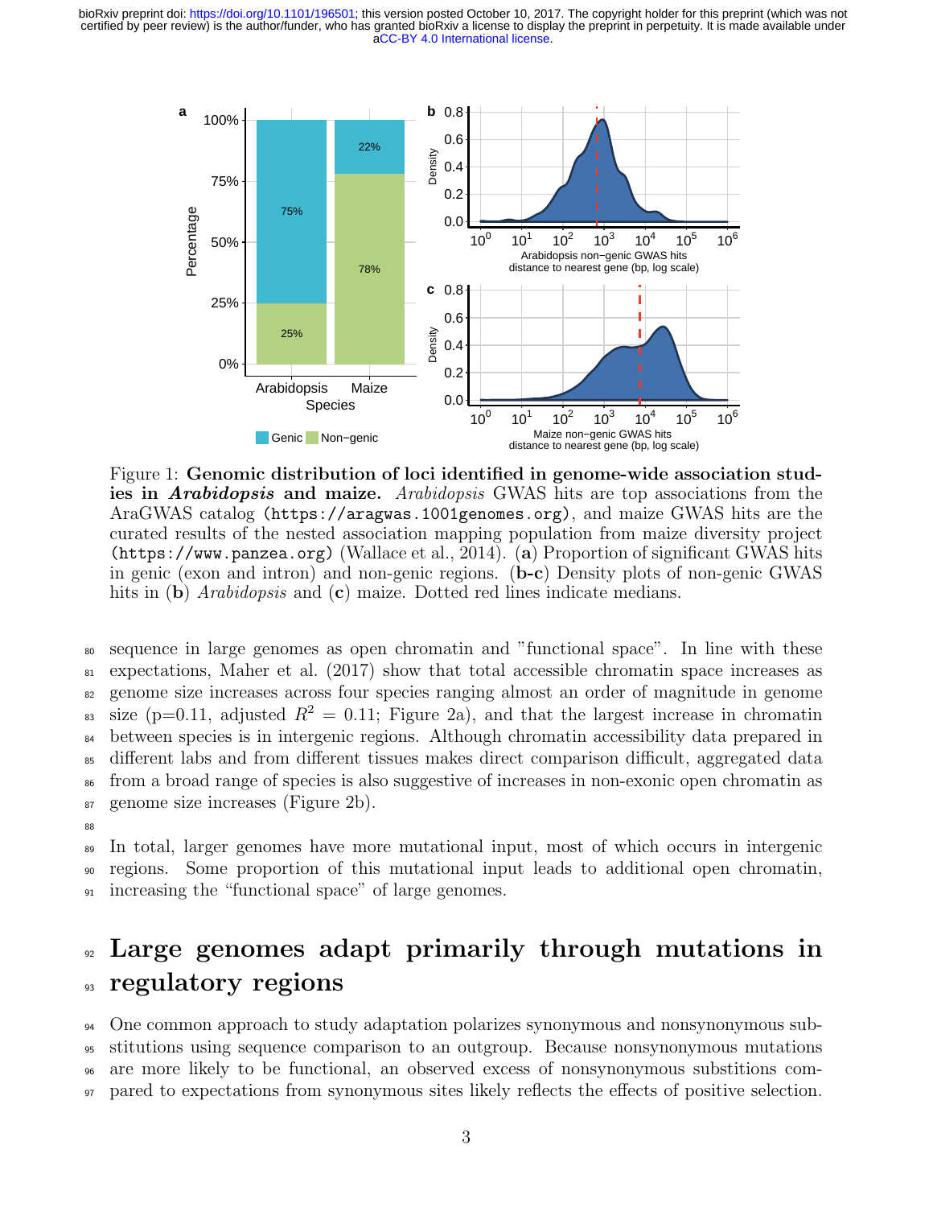Figure 1: **Genomic distribution of loci identified in genome-wide association studies in *Arabidopsis* and maize.** *Arabidopsis* GWAS hits are top associations from the AraGWAS catalog (`https://aragwas.1001genomes.org`), and maize GWAS hits are the curated results of the nested association mapping population from maize diversity project (`https://www.panzea.org`) (Wallace et al., 2014). (**a**) Proportion of significant GWAS hits in genic (exon and intron) and non-genic regions. (**b-c**) Density plots of non-genic GWAS hits in (**b**) *Arabidopsis* and (**c**) maize. Dotted red lines indicate medians.

sequence in large genomes as open chromatin and "functional space". In line with these expectations, Maher et al. (2017) show that total accessible chromatin space increases as genome size increases across four species ranging almost an order of magnitude in genome size (p=0.11, adjusted $R^2$ = 0.11; Figure 2a), and that the largest increase in chromatin between species is in intergenic regions. Although chromatin accessibility data prepared in different labs and from different tissues makes direct comparison difficult, aggregated data from a broad range of species is also suggestive of increases in non-exonic open chromatin as genome size increases (Figure 2b).

In total, larger genomes have more mutational input, most of which occurs in intergenic regions. Some proportion of this mutational input leads to additional open chromatin, increasing the "functional space" of large genomes.

# Large genomes adapt primarily through mutations in regulatory regions

One common approach to study adaptation polarizes synonymous and nonsynonymous substitutions using sequence comparison to an outgroup. Because nonsynonymous mutations are more likely to be functional, an observed excess of nonsynonymous substitions compared to expectations from synonymous sites likely reflects the effects of positive selection.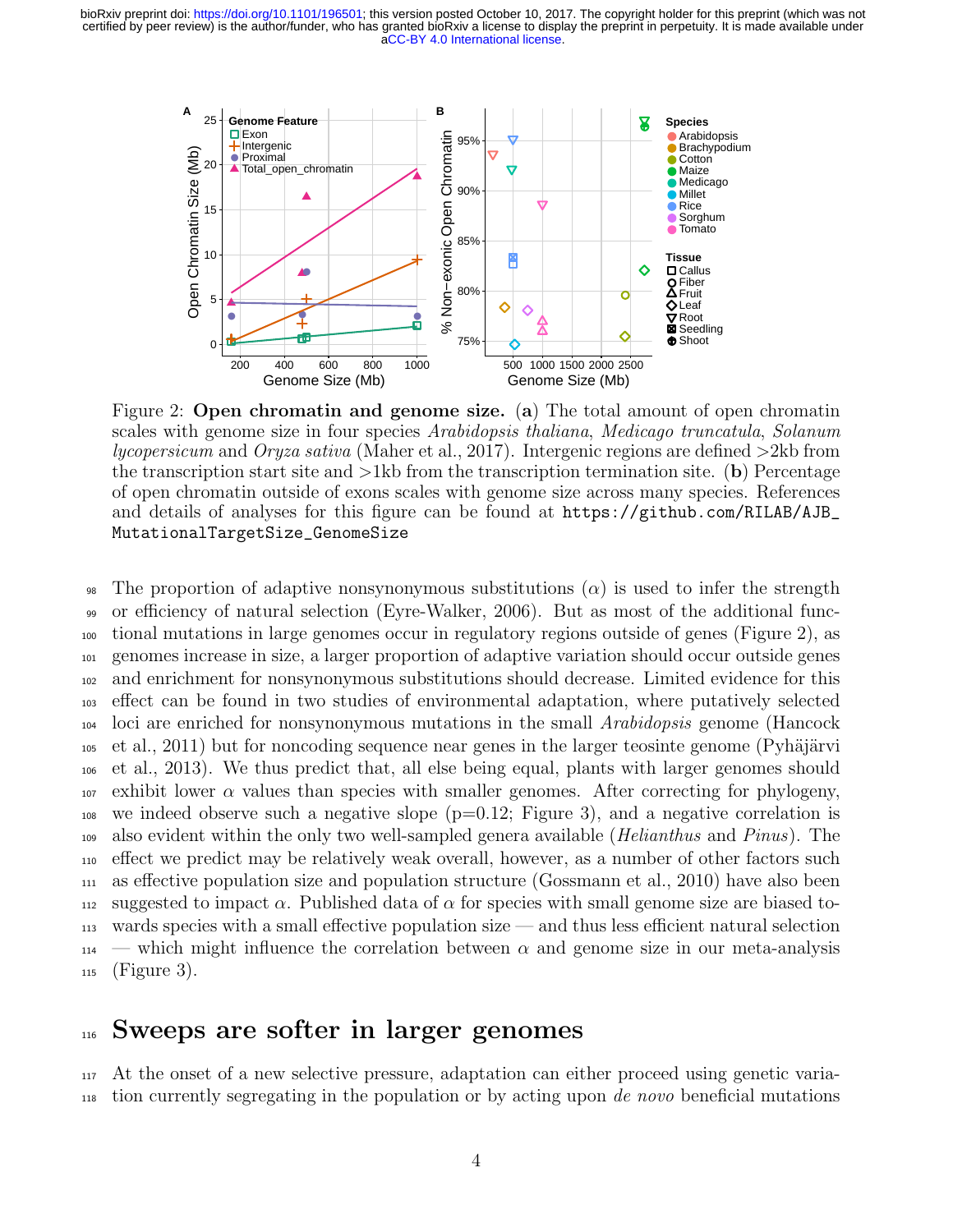Figure 2: **Open chromatin and genome size.** (**a**) The total amount of open chromatin scales with genome size in four species *Arabidopsis thaliana*, *Medicago truncatula*, *Solanum lycopersicum* and *Oryza sativa* (Maher et al., 2017). Intergenic regions are defined >2kb from the transcription start site and >1kb from the transcription termination site. (**b**) Percentage of open chromatin outside of exons scales with genome size across many species. References and details of analyses for this figure can be found at `https://github.com/RILAB/AJB_MutationalTargetSize_GenomeSize`

The proportion of adaptive nonsynonymous substitutions ($\alpha$) is used to infer the strength or efficiency of natural selection (Eyre-Walker, 2006). But as most of the additional functional mutations in large genomes occur in regulatory regions outside of genes (Figure 2), as genomes increase in size, a larger proportion of adaptive variation should occur outside genes and enrichment for nonsynonymous substitutions should decrease. Limited evidence for this effect can be found in two studies of environmental adaptation, where putatively selected loci are enriched for nonsynonymous mutations in the small *Arabidopsis* genome (Hancock et al., 2011) but for noncoding sequence near genes in the larger teosinte genome (Pyhäjärvi et al., 2013). We thus predict that, all else being equal, plants with larger genomes should exhibit lower $\alpha$ values than species with smaller genomes. After correcting for phylogeny, we indeed observe such a negative slope (p=0.12; Figure 3), and a negative correlation is also evident within the only two well-sampled genera available (*Helianthus* and *Pinus*). The effect we predict may be relatively weak overall, however, as a number of other factors such as effective population size and population structure (Gossmann et al., 2010) have also been suggested to impact $\alpha$. Published data of $\alpha$ for species with small genome size are biased towards species with a small effective population size — and thus less efficient natural selection — which might influence the correlation between $\alpha$ and genome size in our meta-analysis (Figure 3).

# Sweeps are softer in larger genomes

At the onset of a new selective pressure, adaptation can either proceed using genetic variation currently segregating in the population or by acting upon *de novo* beneficial mutations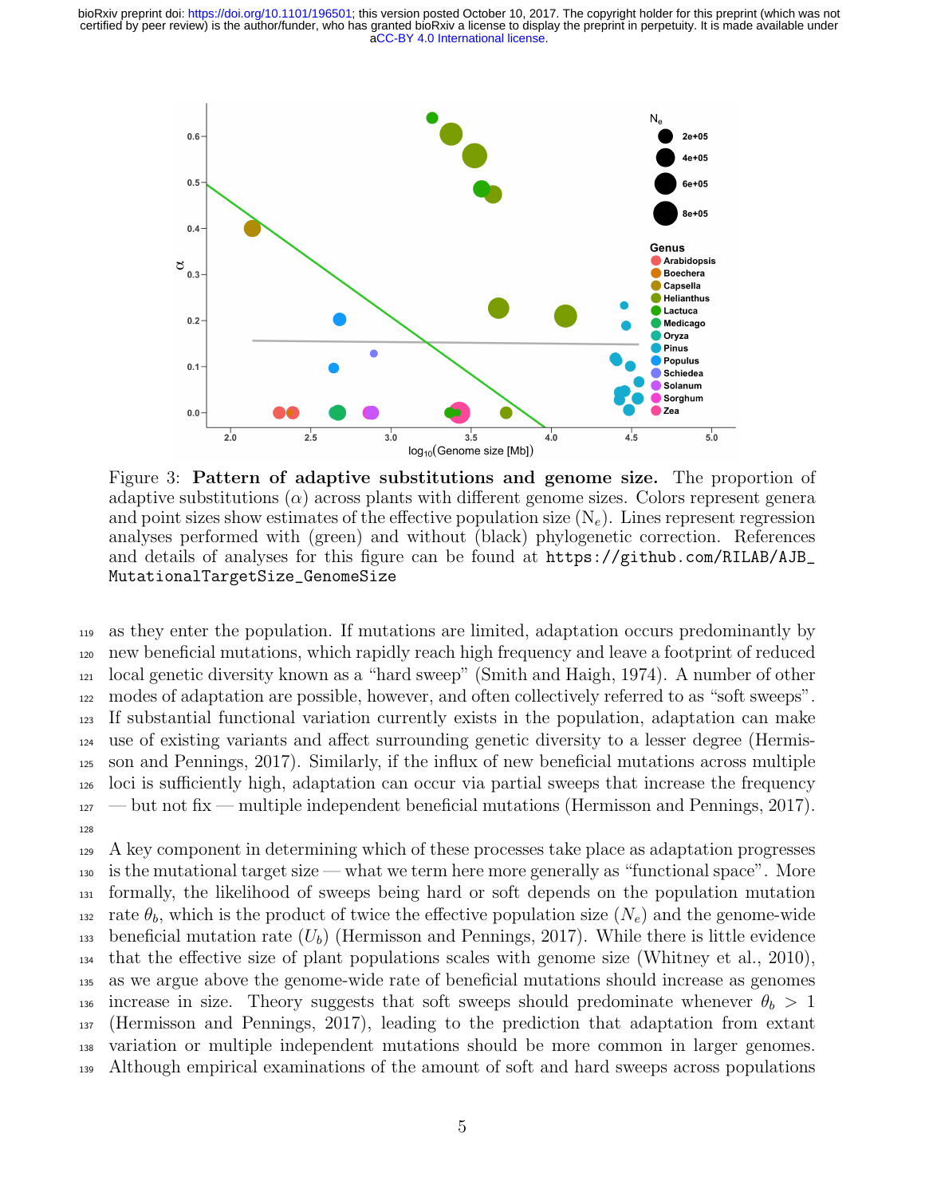Figure 3: **Pattern of adaptive substitutions and genome size.** The proportion of adaptive substitutions ($\alpha$) across plants with different genome sizes. Colors represent genera and point sizes show estimates of the effective population size ($N_e$). Lines represent regression analyses performed with (green) and without (black) phylogenetic correction. References and details of analyses for this figure can be found at `https://github.com/RILAB/AJB_MutationalTargetSize_GenomeSize`

as they enter the population. If mutations are limited, adaptation occurs predominantly by new beneficial mutations, which rapidly reach high frequency and leave a footprint of reduced local genetic diversity known as a "hard sweep" (Smith and Haigh, 1974). A number of other modes of adaptation are possible, however, and often collectively referred to as "soft sweeps". If substantial functional variation currently exists in the population, adaptation can make use of existing variants and affect surrounding genetic diversity to a lesser degree (Hermisson and Pennings, 2017). Similarly, if the influx of new beneficial mutations across multiple loci is sufficiently high, adaptation can occur via partial sweeps that increase the frequency — but not fix — multiple independent beneficial mutations (Hermisson and Pennings, 2017).

A key component in determining which of these processes take place as adaptation progresses is the mutational target size — what we term here more generally as "functional space". More formally, the likelihood of sweeps being hard or soft depends on the population mutation rate $\theta_b$, which is the product of twice the effective population size ($N_e$) and the genome-wide beneficial mutation rate ($U_b$) (Hermisson and Pennings, 2017). While there is little evidence that the effective size of plant populations scales with genome size (Whitney et al., 2010), as we argue above the genome-wide rate of beneficial mutations should increase as genomes increase in size. Theory suggests that soft sweeps should predominate whenever $\theta_b > 1$ (Hermisson and Pennings, 2017), leading to the prediction that adaptation from extant variation or multiple independent mutations should be more common in larger genomes. Although empirical examinations of the amount of soft and hard sweeps across populations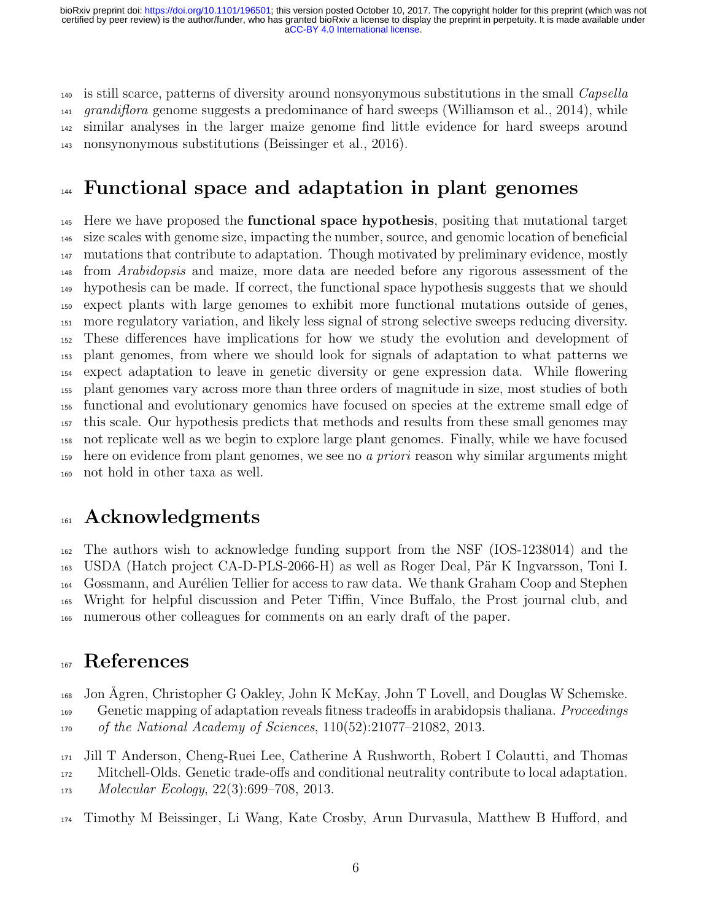is still scarce, patterns of diversity around nonsyonymous substitutions in the small *Capsella grandiflora* genome suggests a predominance of hard sweeps (Williamson et al., 2014), while similar analyses in the larger maize genome find little evidence for hard sweeps around nonsynonymous substitutions (Beissinger et al., 2016).

# Functional space and adaptation in plant genomes

Here we have proposed the **functional space hypothesis**, positing that mutational target size scales with genome size, impacting the number, source, and genomic location of beneficial mutations that contribute to adaptation. Though motivated by preliminary evidence, mostly from *Arabidopsis* and maize, more data are needed before any rigorous assessment of the hypothesis can be made. If correct, the functional space hypothesis suggests that we should expect plants with large genomes to exhibit more functional mutations outside of genes, more regulatory variation, and likely less signal of strong selective sweeps reducing diversity. These differences have implications for how we study the evolution and development of plant genomes, from where we should look for signals of adaptation to what patterns we expect adaptation to leave in genetic diversity or gene expression data. While flowering plant genomes vary across more than three orders of magnitude in size, most studies of both functional and evolutionary genomics have focused on species at the extreme small edge of this scale. Our hypothesis predicts that methods and results from these small genomes may not replicate well as we begin to explore large plant genomes. Finally, while we have focused here on evidence from plant genomes, we see no *a priori* reason why similar arguments might not hold in other taxa as well.

# Acknowledgments

The authors wish to acknowledge funding support from the NSF (IOS-1238014) and the USDA (Hatch project CA-D-PLS-2066-H) as well as Roger Deal, Pär K Ingvarsson, Toni I. Gossmann, and Aurélien Tellier for access to raw data. We thank Graham Coop and Stephen Wright for helpful discussion and Peter Tiffin, Vince Buffalo, the Prost journal club, and numerous other colleagues for comments on an early draft of the paper.

# References

Jon Ågren, Christopher G Oakley, John K McKay, John T Lovell, and Douglas W Schemske. Genetic mapping of adaptation reveals fitness tradeoffs in arabidopsis thaliana. *Proceedings of the National Academy of Sciences*, 110(52):21077–21082, 2013.

Jill T Anderson, Cheng-Ruei Lee, Catherine A Rushworth, Robert I Colautti, and Thomas Mitchell-Olds. Genetic trade-offs and conditional neutrality contribute to local adaptation. *Molecular Ecology*, 22(3):699–708, 2013.

Timothy M Beissinger, Li Wang, Kate Crosby, Arun Durvasula, Matthew B Hufford, and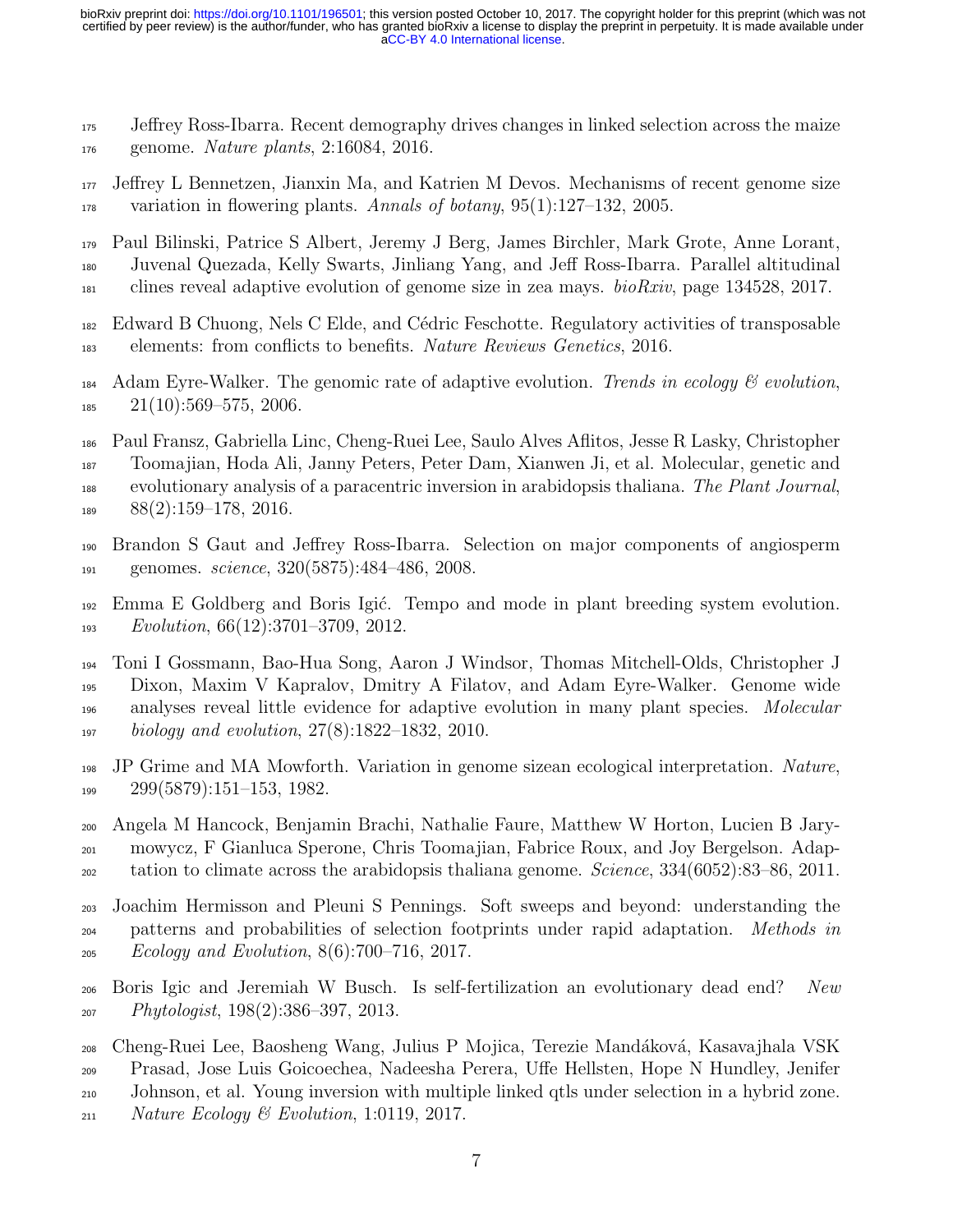Jeffrey Ross-Ibarra. Recent demography drives changes in linked selection across the maize genome. *Nature plants*, 2:16084, 2016.

Jeffrey L Bennetzen, Jianxin Ma, and Katrien M Devos. Mechanisms of recent genome size variation in flowering plants. *Annals of botany*, 95(1):127–132, 2005.

Paul Bilinski, Patrice S Albert, Jeremy J Berg, James Birchler, Mark Grote, Anne Lorant, Juvenal Quezada, Kelly Swarts, Jinliang Yang, and Jeff Ross-Ibarra. Parallel altitudinal clines reveal adaptive evolution of genome size in zea mays. *bioRxiv*, page 134528, 2017.

Edward B Chuong, Nels C Elde, and Cédric Feschotte. Regulatory activities of transposable elements: from conflicts to benefits. *Nature Reviews Genetics*, 2016.

Adam Eyre-Walker. The genomic rate of adaptive evolution. *Trends in ecology & evolution*, 21(10):569–575, 2006.

Paul Fransz, Gabriella Linc, Cheng-Ruei Lee, Saulo Alves Aflitos, Jesse R Lasky, Christopher Toomajian, Hoda Ali, Janny Peters, Peter Dam, Xianwen Ji, et al. Molecular, genetic and evolutionary analysis of a paracentric inversion in arabidopsis thaliana. *The Plant Journal*, 88(2):159–178, 2016.

Brandon S Gaut and Jeffrey Ross-Ibarra. Selection on major components of angiosperm genomes. *science*, 320(5875):484–486, 2008.

Emma E Goldberg and Boris Igić. Tempo and mode in plant breeding system evolution. *Evolution*, 66(12):3701–3709, 2012.

Toni I Gossmann, Bao-Hua Song, Aaron J Windsor, Thomas Mitchell-Olds, Christopher J Dixon, Maxim V Kapralov, Dmitry A Filatov, and Adam Eyre-Walker. Genome wide analyses reveal little evidence for adaptive evolution in many plant species. *Molecular biology and evolution*, 27(8):1822–1832, 2010.

JP Grime and MA Mowforth. Variation in genome sizean ecological interpretation. *Nature*, 299(5879):151–153, 1982.

Angela M Hancock, Benjamin Brachi, Nathalie Faure, Matthew W Horton, Lucien B Jarymowycz, F Gianluca Sperone, Chris Toomajian, Fabrice Roux, and Joy Bergelson. Adaptation to climate across the arabidopsis thaliana genome. *Science*, 334(6052):83–86, 2011.

Joachim Hermisson and Pleuni S Pennings. Soft sweeps and beyond: understanding the patterns and probabilities of selection footprints under rapid adaptation. *Methods in Ecology and Evolution*, 8(6):700–716, 2017.

Boris Igic and Jeremiah W Busch. Is self-fertilization an evolutionary dead end? *New Phytologist*, 198(2):386–397, 2013.

Cheng-Ruei Lee, Baosheng Wang, Julius P Mojica, Terezie Mandáková, Kasavajhala VSK Prasad, Jose Luis Goicoechea, Nadeesha Perera, Uffe Hellsten, Hope N Hundley, Jenifer Johnson, et al. Young inversion with multiple linked qtls under selection in a hybrid zone. *Nature Ecology & Evolution*, 1:0119, 2017.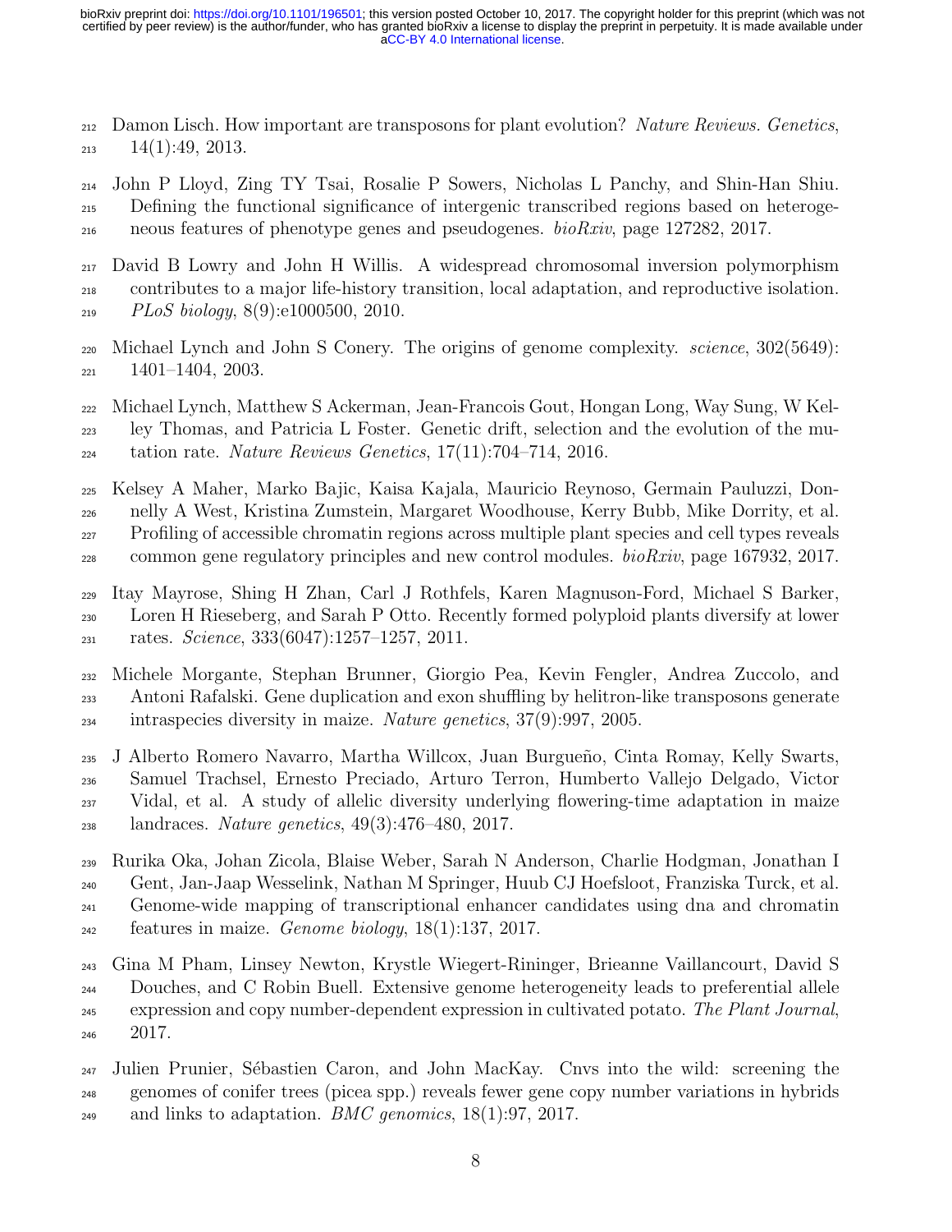Damon Lisch. How important are transposons for plant evolution? *Nature Reviews. Genetics*, 14(1):49, 2013.

John P Lloyd, Zing TY Tsai, Rosalie P Sowers, Nicholas L Panchy, and Shin-Han Shiu. Defining the functional significance of intergenic transcribed regions based on heterogeneous features of phenotype genes and pseudogenes. *bioRxiv*, page 127282, 2017.

David B Lowry and John H Willis. A widespread chromosomal inversion polymorphism contributes to a major life-history transition, local adaptation, and reproductive isolation. *PLoS biology*, 8(9):e1000500, 2010.

Michael Lynch and John S Conery. The origins of genome complexity. *science*, 302(5649): 1401–1404, 2003.

Michael Lynch, Matthew S Ackerman, Jean-Francois Gout, Hongan Long, Way Sung, W Kelley Thomas, and Patricia L Foster. Genetic drift, selection and the evolution of the mutation rate. *Nature Reviews Genetics*, 17(11):704–714, 2016.

Kelsey A Maher, Marko Bajic, Kaisa Kajala, Mauricio Reynoso, Germain Pauluzzi, Donnelly A West, Kristina Zumstein, Margaret Woodhouse, Kerry Bubb, Mike Dorrity, et al. Profiling of accessible chromatin regions across multiple plant species and cell types reveals common gene regulatory principles and new control modules. *bioRxiv*, page 167932, 2017.

Itay Mayrose, Shing H Zhan, Carl J Rothfels, Karen Magnuson-Ford, Michael S Barker, Loren H Rieseberg, and Sarah P Otto. Recently formed polyploid plants diversify at lower rates. *Science*, 333(6047):1257–1257, 2011.

Michele Morgante, Stephan Brunner, Giorgio Pea, Kevin Fengler, Andrea Zuccolo, and Antoni Rafalski. Gene duplication and exon shuffling by helitron-like transposons generate intraspecies diversity in maize. *Nature genetics*, 37(9):997, 2005.

J Alberto Romero Navarro, Martha Willcox, Juan Burgueño, Cinta Romay, Kelly Swarts, Samuel Trachsel, Ernesto Preciado, Arturo Terron, Humberto Vallejo Delgado, Victor Vidal, et al. A study of allelic diversity underlying flowering-time adaptation in maize landraces. *Nature genetics*, 49(3):476–480, 2017.

Rurika Oka, Johan Zicola, Blaise Weber, Sarah N Anderson, Charlie Hodgman, Jonathan I Gent, Jan-Jaap Wesselink, Nathan M Springer, Huub CJ Hoefsloot, Franziska Turck, et al. Genome-wide mapping of transcriptional enhancer candidates using dna and chromatin features in maize. *Genome biology*, 18(1):137, 2017.

Gina M Pham, Linsey Newton, Krystle Wiegert-Rininger, Brieanne Vaillancourt, David S Douches, and C Robin Buell. Extensive genome heterogeneity leads to preferential allele expression and copy number-dependent expression in cultivated potato. *The Plant Journal*, 2017.

Julien Prunier, Sébastien Caron, and John MacKay. Cnvs into the wild: screening the genomes of conifer trees (picea spp.) reveals fewer gene copy number variations in hybrids and links to adaptation. *BMC genomics*, 18(1):97, 2017.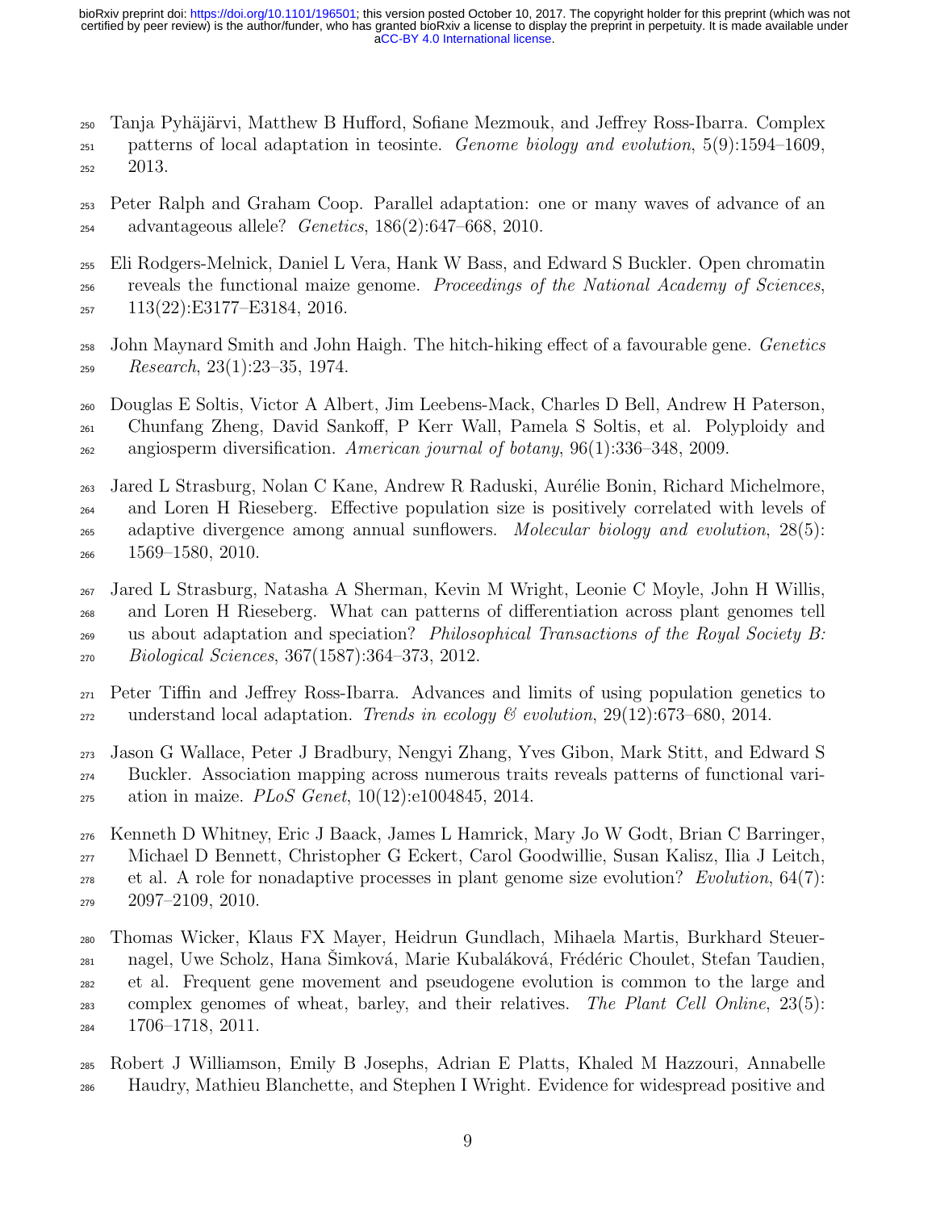Tanja Pyhäjärvi, Matthew B Hufford, Sofiane Mezmouk, and Jeffrey Ross-Ibarra. Complex patterns of local adaptation in teosinte. *Genome biology and evolution*, 5(9):1594–1609, 2013.

Peter Ralph and Graham Coop. Parallel adaptation: one or many waves of advance of an advantageous allele? *Genetics*, 186(2):647–668, 2010.

Eli Rodgers-Melnick, Daniel L Vera, Hank W Bass, and Edward S Buckler. Open chromatin reveals the functional maize genome. *Proceedings of the National Academy of Sciences*, 113(22):E3177–E3184, 2016.

John Maynard Smith and John Haigh. The hitch-hiking effect of a favourable gene. *Genetics Research*, 23(1):23–35, 1974.

Douglas E Soltis, Victor A Albert, Jim Leebens-Mack, Charles D Bell, Andrew H Paterson, Chunfang Zheng, David Sankoff, P Kerr Wall, Pamela S Soltis, et al. Polyploidy and angiosperm diversification. *American journal of botany*, 96(1):336–348, 2009.

Jared L Strasburg, Nolan C Kane, Andrew R Raduski, Aurélie Bonin, Richard Michelmore, and Loren H Rieseberg. Effective population size is positively correlated with levels of adaptive divergence among annual sunflowers. *Molecular biology and evolution*, 28(5): 1569–1580, 2010.

Jared L Strasburg, Natasha A Sherman, Kevin M Wright, Leonie C Moyle, John H Willis, and Loren H Rieseberg. What can patterns of differentiation across plant genomes tell us about adaptation and speciation? *Philosophical Transactions of the Royal Society B: Biological Sciences*, 367(1587):364–373, 2012.

Peter Tiffin and Jeffrey Ross-Ibarra. Advances and limits of using population genetics to understand local adaptation. *Trends in ecology & evolution*, 29(12):673–680, 2014.

Jason G Wallace, Peter J Bradbury, Nengyi Zhang, Yves Gibon, Mark Stitt, and Edward S Buckler. Association mapping across numerous traits reveals patterns of functional variation in maize. *PLoS Genet*, 10(12):e1004845, 2014.

Kenneth D Whitney, Eric J Baack, James L Hamrick, Mary Jo W Godt, Brian C Barringer, Michael D Bennett, Christopher G Eckert, Carol Goodwillie, Susan Kalisz, Ilia J Leitch, et al. A role for nonadaptive processes in plant genome size evolution? *Evolution*, 64(7): 2097–2109, 2010.

Thomas Wicker, Klaus FX Mayer, Heidrun Gundlach, Mihaela Martis, Burkhard Steuernagel, Uwe Scholz, Hana Šimková, Marie Kubaláková, Frédéric Choulet, Stefan Taudien, et al. Frequent gene movement and pseudogene evolution is common to the large and complex genomes of wheat, barley, and their relatives. *The Plant Cell Online*, 23(5): 1706–1718, 2011.

Robert J Williamson, Emily B Josephs, Adrian E Platts, Khaled M Hazzouri, Annabelle Haudry, Mathieu Blanchette, and Stephen I Wright. Evidence for widespread positive and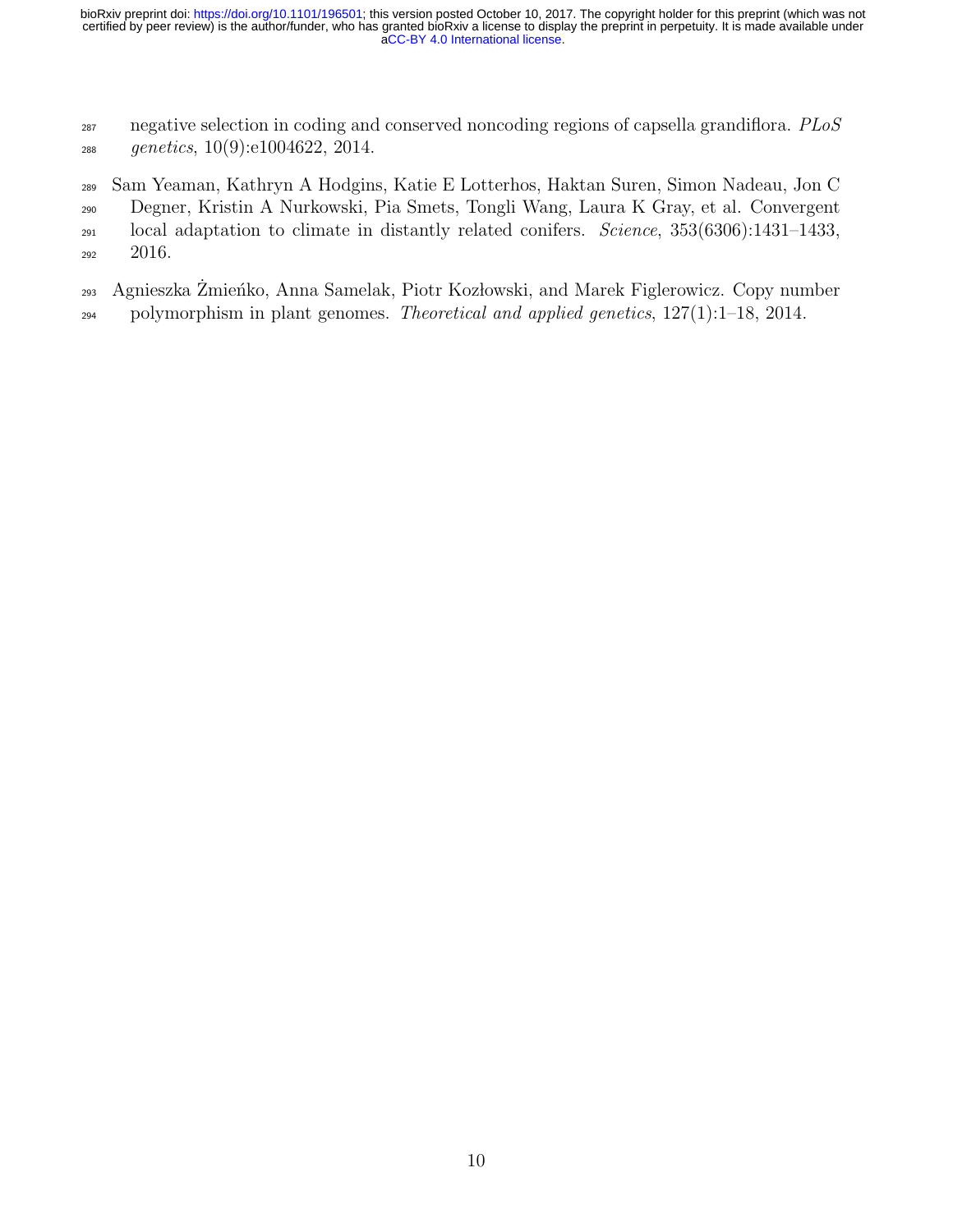negative selection in coding and conserved noncoding regions of capsella grandiflora. *PLoS genetics*, 10(9):e1004622, 2014.

Sam Yeaman, Kathryn A Hodgins, Katie E Lotterhos, Haktan Suren, Simon Nadeau, Jon C Degner, Kristin A Nurkowski, Pia Smets, Tongli Wang, Laura K Gray, et al. Convergent local adaptation to climate in distantly related conifers. *Science*, 353(6306):1431–1433, 2016.

Agnieszka Żmieńko, Anna Samelak, Piotr Kozłowski, and Marek Figlerowicz. Copy number polymorphism in plant genomes. *Theoretical and applied genetics*, 127(1):1–18, 2014.